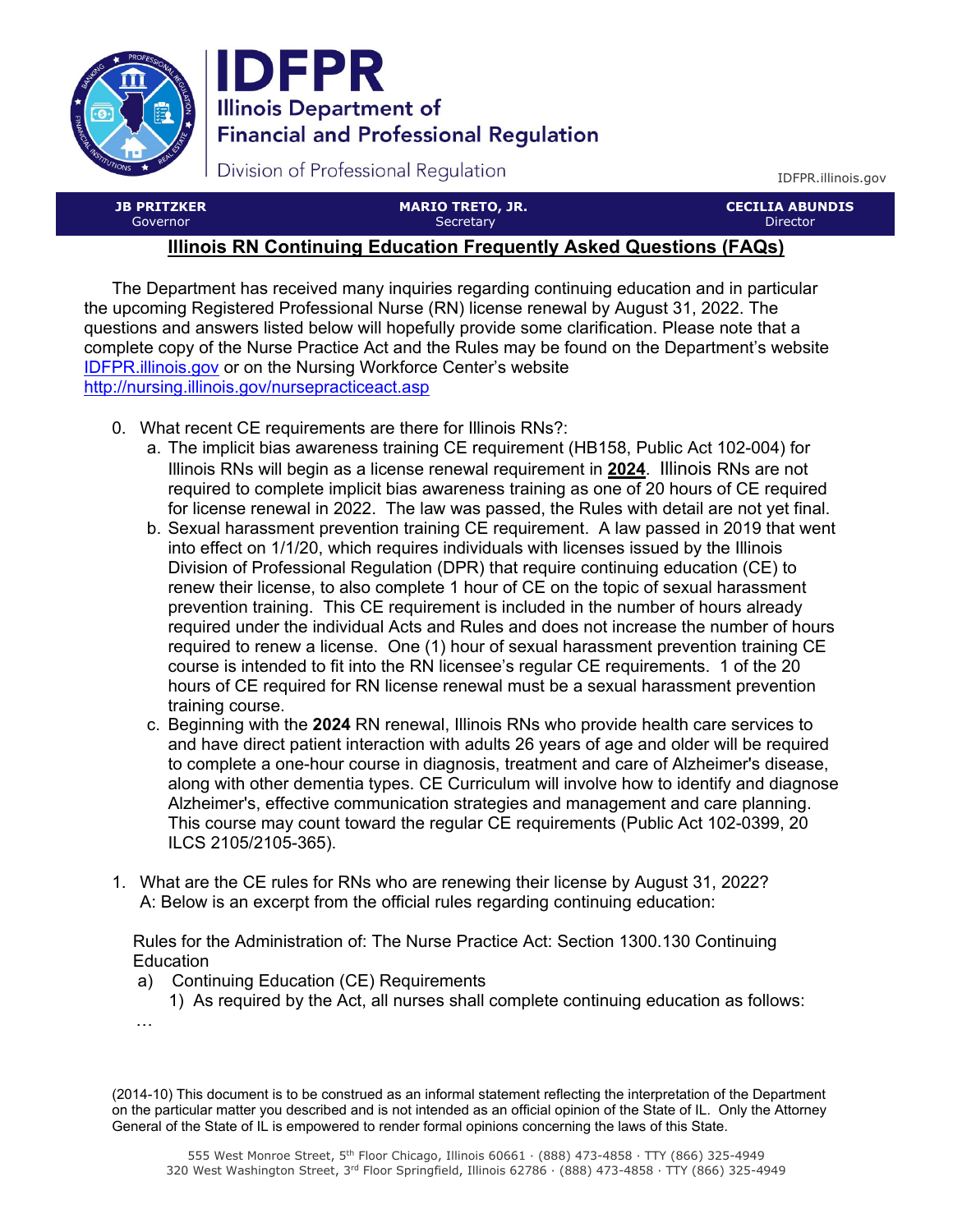# IDFPR

Illinois Department of Financial and Professional Regulation

Division of Professional Regulation

IDFPR.illinois.gov

| **JB PRITZKER** Governor | **MARIO TRETO, JR.** Secretary | **CECILIA ABUNDIS** Director |
|---|---|---|

## Illinois RN Continuing Education Frequently Asked Questions (FAQs)

The Department has received many inquiries regarding continuing education and in particular the upcoming Registered Professional Nurse (RN) license renewal by August 31, 2022. The questions and answers listed below will hopefully provide some clarification. Please note that a complete copy of the Nurse Practice Act and the Rules may be found on the Department's website [IDFPR.illinois.gov](IDFPR.illinois.gov) or on the Nursing Workforce Center's website [http://nursing.illinois.gov/nursepracticeact.asp](http://nursing.illinois.gov/nursepracticeact.asp)

0. What recent CE requirements are there for Illinois RNs?:
   a. The implicit bias awareness training CE requirement (HB158, Public Act 102-004) for Illinois RNs will begin as a license renewal requirement in **2024**. Illinois RNs are not required to complete implicit bias awareness training as one of 20 hours of CE required for license renewal in 2022. The law was passed, the Rules with detail are not yet final.
   b. Sexual harassment prevention training CE requirement. A law passed in 2019 that went into effect on 1/1/20, which requires individuals with licenses issued by the Illinois Division of Professional Regulation (DPR) that require continuing education (CE) to renew their license, to also complete 1 hour of CE on the topic of sexual harassment prevention training. This CE requirement is included in the number of hours already required under the individual Acts and Rules and does not increase the number of hours required to renew a license. One (1) hour of sexual harassment prevention training CE course is intended to fit into the RN licensee's regular CE requirements. 1 of the 20 hours of CE required for RN license renewal must be a sexual harassment prevention training course.
   c. Beginning with the **2024** RN renewal, Illinois RNs who provide health care services to and have direct patient interaction with adults 26 years of age and older will be required to complete a one-hour course in diagnosis, treatment and care of Alzheimer's disease, along with other dementia types. CE Curriculum will involve how to identify and diagnose Alzheimer's, effective communication strategies and management and care planning. This course may count toward the regular CE requirements (Public Act 102-0399, 20 ILCS 2105/2105-365).

1. What are the CE rules for RNs who are renewing their license by August 31, 2022?
   A: Below is an excerpt from the official rules regarding continuing education:

   Rules for the Administration of: The Nurse Practice Act: Section 1300.130 Continuing Education
   
   a) Continuing Education (CE) Requirements
      1) As required by the Act, all nurses shall complete continuing education as follows:
   
   …

(2014-10) This document is to be construed as an informal statement reflecting the interpretation of the Department on the particular matter you described and is not intended as an official opinion of the State of IL. Only the Attorney General of the State of IL is empowered to render formal opinions concerning the laws of this State.

555 West Monroe Street, 5th Floor Chicago, Illinois 60661 · (888) 473-4858 · TTY (866) 325-4949
320 West Washington Street, 3rd Floor Springfield, Illinois 62786 · (888) 473-4858 · TTY (866) 325-4949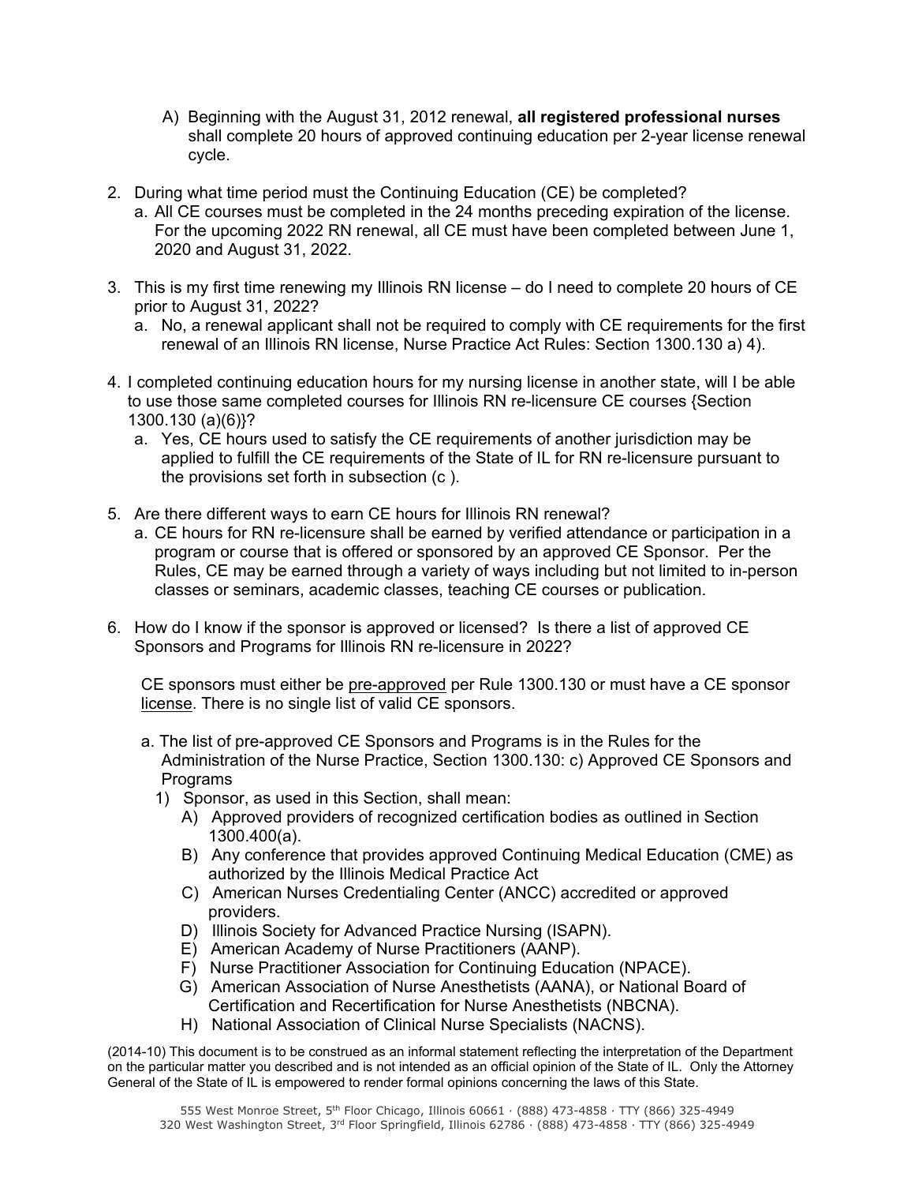A) Beginning with the August 31, 2012 renewal, **all registered professional nurses** shall complete 20 hours of approved continuing education per 2-year license renewal cycle.

2. During what time period must the Continuing Education (CE) be completed?
   a. All CE courses must be completed in the 24 months preceding expiration of the license. For the upcoming 2022 RN renewal, all CE must have been completed between June 1, 2020 and August 31, 2022.

3. This is my first time renewing my Illinois RN license – do I need to complete 20 hours of CE prior to August 31, 2022?
   a. No, a renewal applicant shall not be required to comply with CE requirements for the first renewal of an Illinois RN license, Nurse Practice Act Rules: Section 1300.130 a) 4).

4. I completed continuing education hours for my nursing license in another state, will I be able to use those same completed courses for Illinois RN re-licensure CE courses {Section 1300.130 (a)(6)}?
   a. Yes, CE hours used to satisfy the CE requirements of another jurisdiction may be applied to fulfill the CE requirements of the State of IL for RN re-licensure pursuant to the provisions set forth in subsection (c ).

5. Are there different ways to earn CE hours for Illinois RN renewal?
   a. CE hours for RN re-licensure shall be earned by verified attendance or participation in a program or course that is offered or sponsored by an approved CE Sponsor. Per the Rules, CE may be earned through a variety of ways including but not limited to in-person classes or seminars, academic classes, teaching CE courses or publication.

6. How do I know if the sponsor is approved or licensed? Is there a list of approved CE Sponsors and Programs for Illinois RN re-licensure in 2022?

   CE sponsors must either be pre-approved per Rule 1300.130 or must have a CE sponsor license. There is no single list of valid CE sponsors.

   a. The list of pre-approved CE Sponsors and Programs is in the Rules for the Administration of the Nurse Practice, Section 1300.130: c) Approved CE Sponsors and Programs
      1) Sponsor, as used in this Section, shall mean:
         A) Approved providers of recognized certification bodies as outlined in Section 1300.400(a).
         B) Any conference that provides approved Continuing Medical Education (CME) as authorized by the Illinois Medical Practice Act
         C) American Nurses Credentialing Center (ANCC) accredited or approved providers.
         D) Illinois Society for Advanced Practice Nursing (ISAPN).
         E) American Academy of Nurse Practitioners (AANP).
         F) Nurse Practitioner Association for Continuing Education (NPACE).
         G) American Association of Nurse Anesthetists (AANA), or National Board of Certification and Recertification for Nurse Anesthetists (NBCNA).
         H) National Association of Clinical Nurse Specialists (NACNS).

(2014-10) This document is to be construed as an informal statement reflecting the interpretation of the Department on the particular matter you described and is not intended as an official opinion of the State of IL. Only the Attorney General of the State of IL is empowered to render formal opinions concerning the laws of this State.

555 West Monroe Street, 5th Floor Chicago, Illinois 60661 · (888) 473-4858 · TTY (866) 325-4949
320 West Washington Street, 3rd Floor Springfield, Illinois 62786 · (888) 473-4858 · TTY (866) 325-4949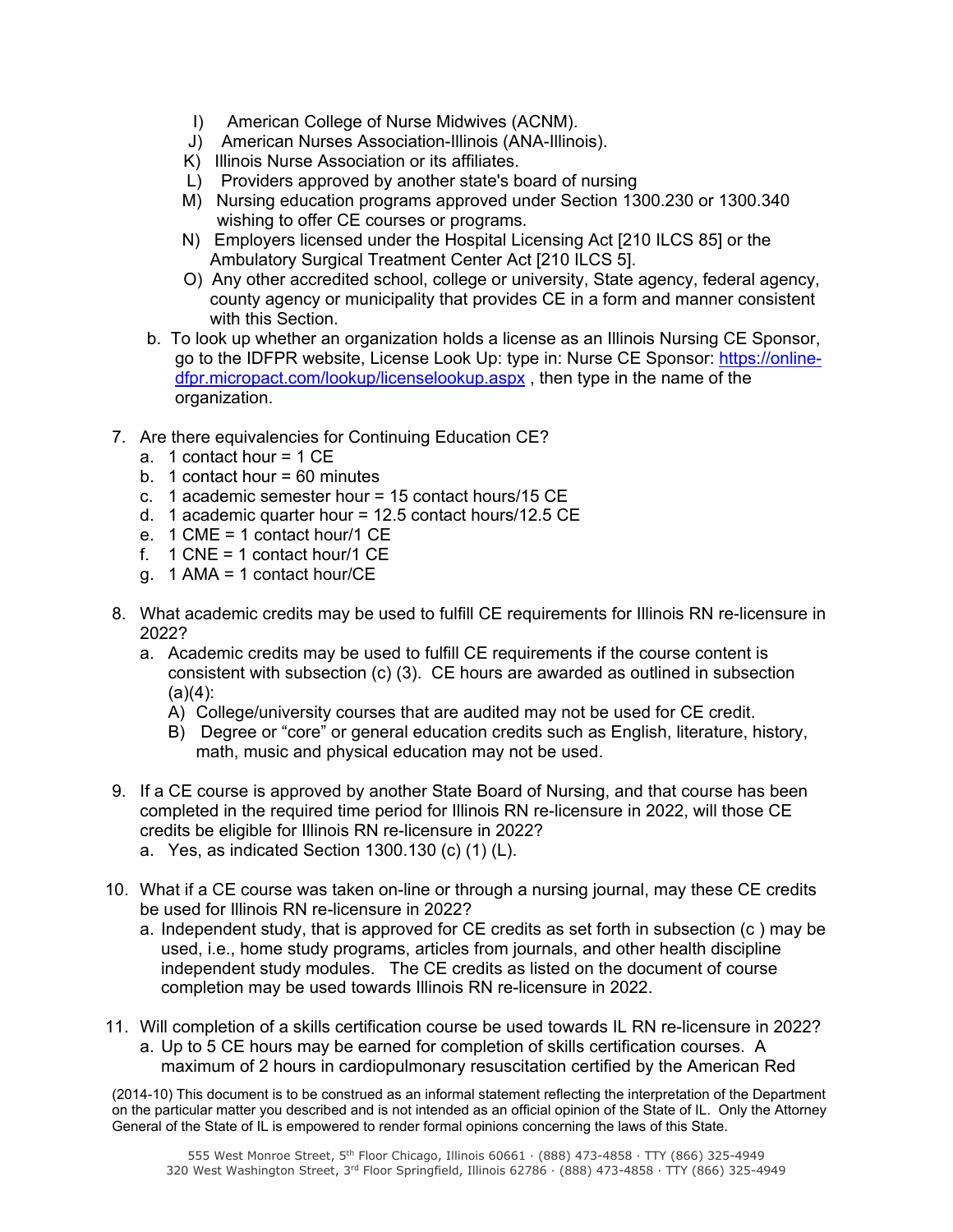I) American College of Nurse Midwives (ACNM).
J) American Nurses Association-Illinois (ANA-Illinois).
K) Illinois Nurse Association or its affiliates.
L) Providers approved by another state's board of nursing
M) Nursing education programs approved under Section 1300.230 or 1300.340 wishing to offer CE courses or programs.
N) Employers licensed under the Hospital Licensing Act [210 ILCS 85] or the Ambulatory Surgical Treatment Center Act [210 ILCS 5].
O) Any other accredited school, college or university, State agency, federal agency, county agency or municipality that provides CE in a form and manner consistent with this Section.

b. To look up whether an organization holds a license as an Illinois Nursing CE Sponsor, go to the IDFPR website, License Look Up: type in: Nurse CE Sponsor: [https://online-dfpr.micropact.com/lookup/licenselookup.aspx](https://online-dfpr.micropact.com/lookup/licenselookup.aspx) , then type in the name of the organization.

7. Are there equivalencies for Continuing Education CE?
   a. 1 contact hour = 1 CE
   b. 1 contact hour = 60 minutes
   c. 1 academic semester hour = 15 contact hours/15 CE
   d. 1 academic quarter hour = 12.5 contact hours/12.5 CE
   e. 1 CME = 1 contact hour/1 CE
   f. 1 CNE = 1 contact hour/1 CE
   g. 1 AMA = 1 contact hour/CE

8. What academic credits may be used to fulfill CE requirements for Illinois RN re-licensure in 2022?
   a. Academic credits may be used to fulfill CE requirements if the course content is consistent with subsection (c) (3). CE hours are awarded as outlined in subsection (a)(4):
      A) College/university courses that are audited may not be used for CE credit.
      B) Degree or "core" or general education credits such as English, literature, history, math, music and physical education may not be used.

9. If a CE course is approved by another State Board of Nursing, and that course has been completed in the required time period for Illinois RN re-licensure in 2022, will those CE credits be eligible for Illinois RN re-licensure in 2022?
   a. Yes, as indicated Section 1300.130 (c) (1) (L).

10. What if a CE course was taken on-line or through a nursing journal, may these CE credits be used for Illinois RN re-licensure in 2022?
    a. Independent study, that is approved for CE credits as set forth in subsection (c ) may be used, i.e., home study programs, articles from journals, and other health discipline independent study modules. The CE credits as listed on the document of course completion may be used towards Illinois RN re-licensure in 2022.

11. Will completion of a skills certification course be used towards IL RN re-licensure in 2022?
    a. Up to 5 CE hours may be earned for completion of skills certification courses. A maximum of 2 hours in cardiopulmonary resuscitation certified by the American Red

(2014-10) This document is to be construed as an informal statement reflecting the interpretation of the Department on the particular matter you described and is not intended as an official opinion of the State of IL. Only the Attorney General of the State of IL is empowered to render formal opinions concerning the laws of this State.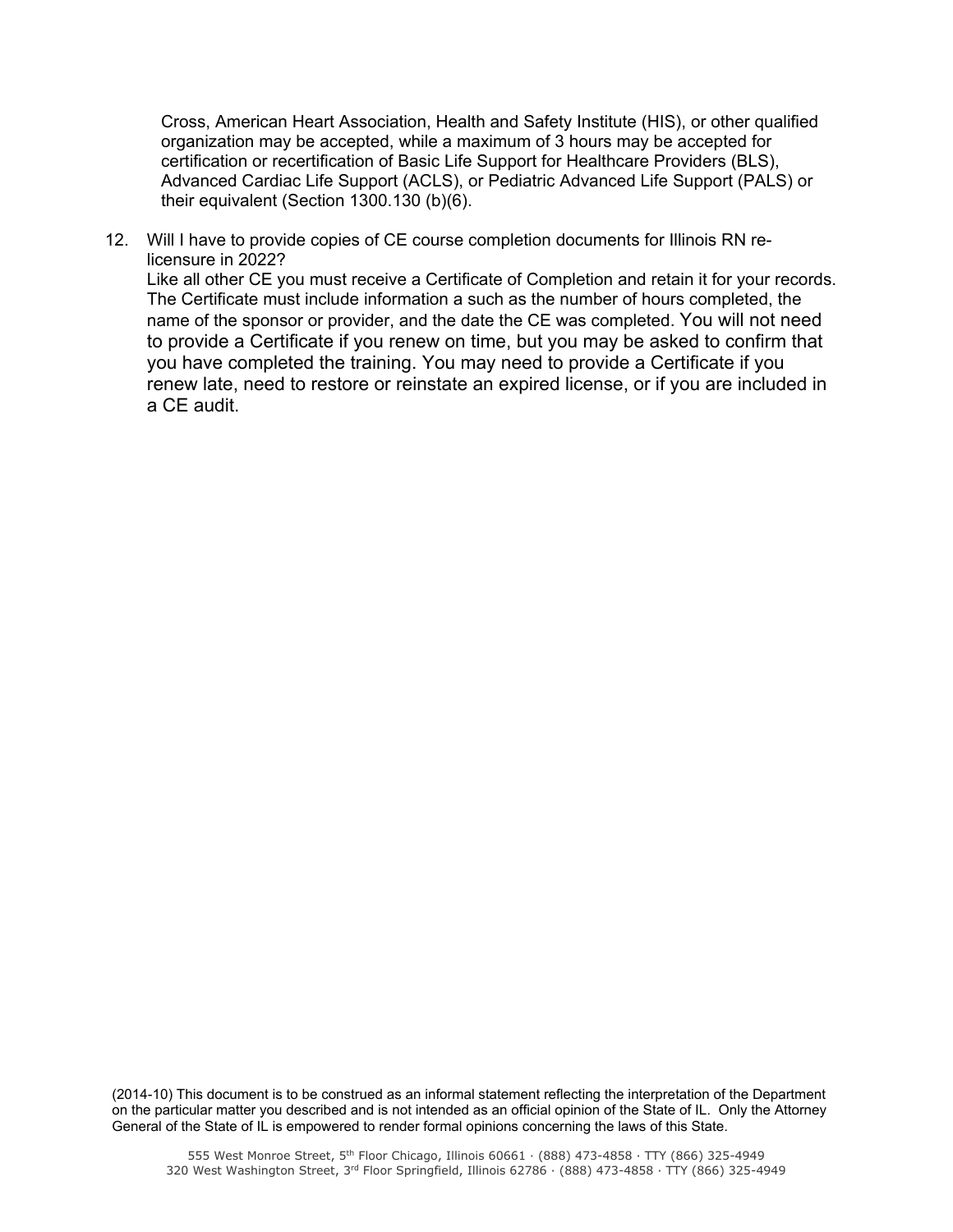Cross, American Heart Association, Health and Safety Institute (HIS), or other qualified organization may be accepted, while a maximum of 3 hours may be accepted for certification or recertification of Basic Life Support for Healthcare Providers (BLS), Advanced Cardiac Life Support (ACLS), or Pediatric Advanced Life Support (PALS) or their equivalent (Section 1300.130 (b)(6).

12. Will I have to provide copies of CE course completion documents for Illinois RN re-licensure in 2022?
    Like all other CE you must receive a Certificate of Completion and retain it for your records. The Certificate must include information a such as the number of hours completed, the name of the sponsor or provider, and the date the CE was completed. You will not need to provide a Certificate if you renew on time, but you may be asked to confirm that you have completed the training. You may need to provide a Certificate if you renew late, need to restore or reinstate an expired license, or if you are included in a CE audit.

(2014-10) This document is to be construed as an informal statement reflecting the interpretation of the Department on the particular matter you described and is not intended as an official opinion of the State of IL. Only the Attorney General of the State of IL is empowered to render formal opinions concerning the laws of this State.

555 West Monroe Street, 5th Floor Chicago, Illinois 60661 · (888) 473-4858 · TTY (866) 325-4949
320 West Washington Street, 3rd Floor Springfield, Illinois 62786 · (888) 473-4858 · TTY (866) 325-4949